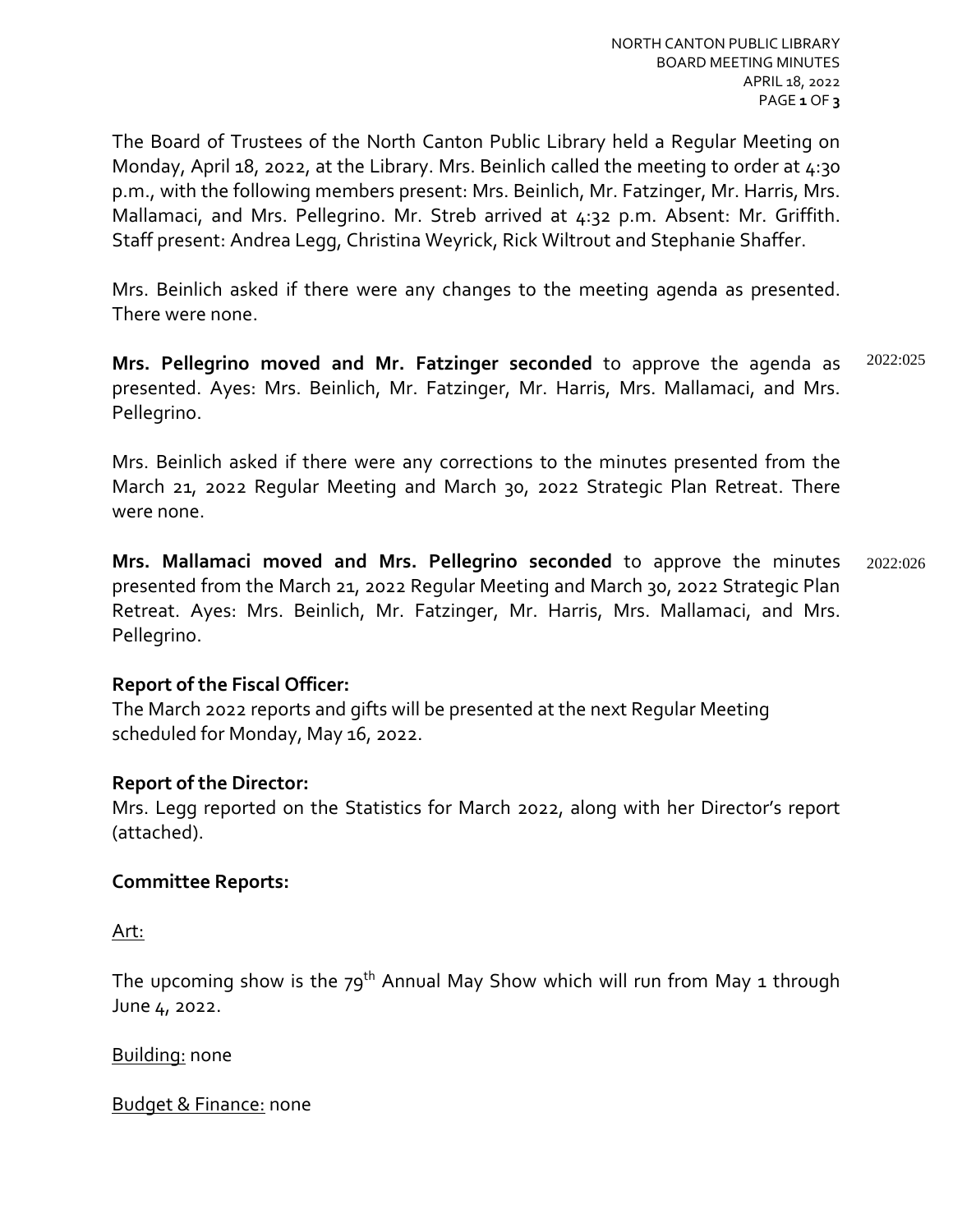The Board of Trustees of the North Canton Public Library held a Regular Meeting on Monday, April 18, 2022, at the Library. Mrs. Beinlich called the meeting to order at 4:30 p.m., with the following members present: Mrs. Beinlich, Mr. Fatzinger, Mr. Harris, Mrs. Mallamaci, and Mrs. Pellegrino. Mr. Streb arrived at 4:32 p.m. Absent: Mr. Griffith. Staff present: Andrea Legg, Christina Weyrick, Rick Wiltrout and Stephanie Shaffer.

Mrs. Beinlich asked if there were any changes to the meeting agenda as presented. There were none.

**Mrs. Pellegrino moved and Mr. Fatzinger seconded** to approve the agenda as presented. Ayes: Mrs. Beinlich, Mr. Fatzinger, Mr. Harris, Mrs. Mallamaci, and Mrs. Pellegrino. 2022:025

Mrs. Beinlich asked if there were any corrections to the minutes presented from the March 21, 2022 Regular Meeting and March 30, 2022 Strategic Plan Retreat. There were none.

**Mrs. Mallamaci moved and Mrs. Pellegrino seconded** to approve the minutes presented from the March 21, 2022 Regular Meeting and March 30, 2022 Strategic Plan Retreat. Ayes: Mrs. Beinlich, Mr. Fatzinger, Mr. Harris, Mrs. Mallamaci, and Mrs. Pellegrino. 2022:026

**Report of the Fiscal Officer:**

The March 2022 reports and gifts will be presented at the next Regular Meeting scheduled for Monday, May 16, 2022.

**Report of the Director:**

Mrs. Legg reported on the Statistics for March 2022, along with her Director's report (attached).

**Committee Reports:**

Art:

The upcoming show is the 79th Annual May Show which will run from May 1 through June 4, 2022.

Building: none

Budget & Finance: none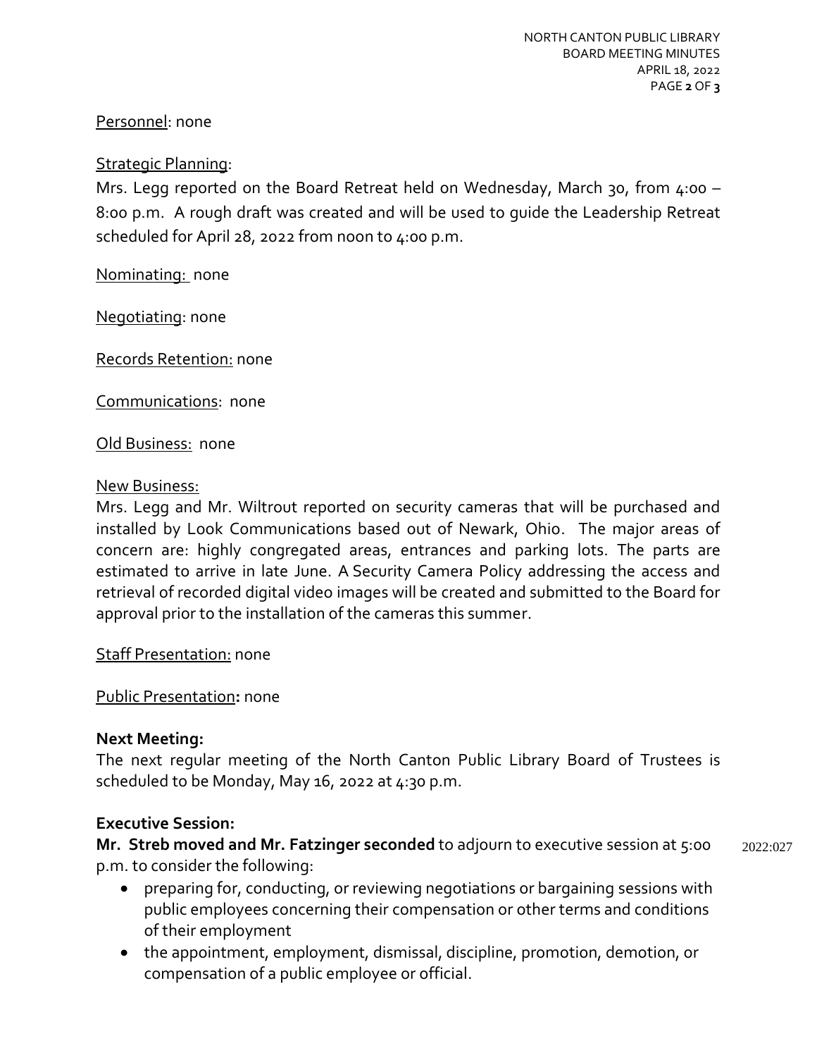Personnel: none

Strategic Planning:
Mrs. Legg reported on the Board Retreat held on Wednesday, March 30, from 4:00 – 8:00 p.m. A rough draft was created and will be used to guide the Leadership Retreat scheduled for April 28, 2022 from noon to 4:00 p.m.

Nominating: none

Negotiating: none

Records Retention: none

Communications: none

Old Business: none

New Business:
Mrs. Legg and Mr. Wiltrout reported on security cameras that will be purchased and installed by Look Communications based out of Newark, Ohio. The major areas of concern are: highly congregated areas, entrances and parking lots. The parts are estimated to arrive in late June. A Security Camera Policy addressing the access and retrieval of recorded digital video images will be created and submitted to the Board for approval prior to the installation of the cameras this summer.

Staff Presentation: none

Public Presentation**:** none

**Next Meeting:**
The next regular meeting of the North Canton Public Library Board of Trustees is scheduled to be Monday, May 16, 2022 at 4:30 p.m.

**Executive Session:**
**Mr. Streb moved and Mr. Fatzinger seconded** to adjourn to executive session at 5:00 p.m. to consider the following: 2022:027

- preparing for, conducting, or reviewing negotiations or bargaining sessions with public employees concerning their compensation or other terms and conditions of their employment
- the appointment, employment, dismissal, discipline, promotion, demotion, or compensation of a public employee or official.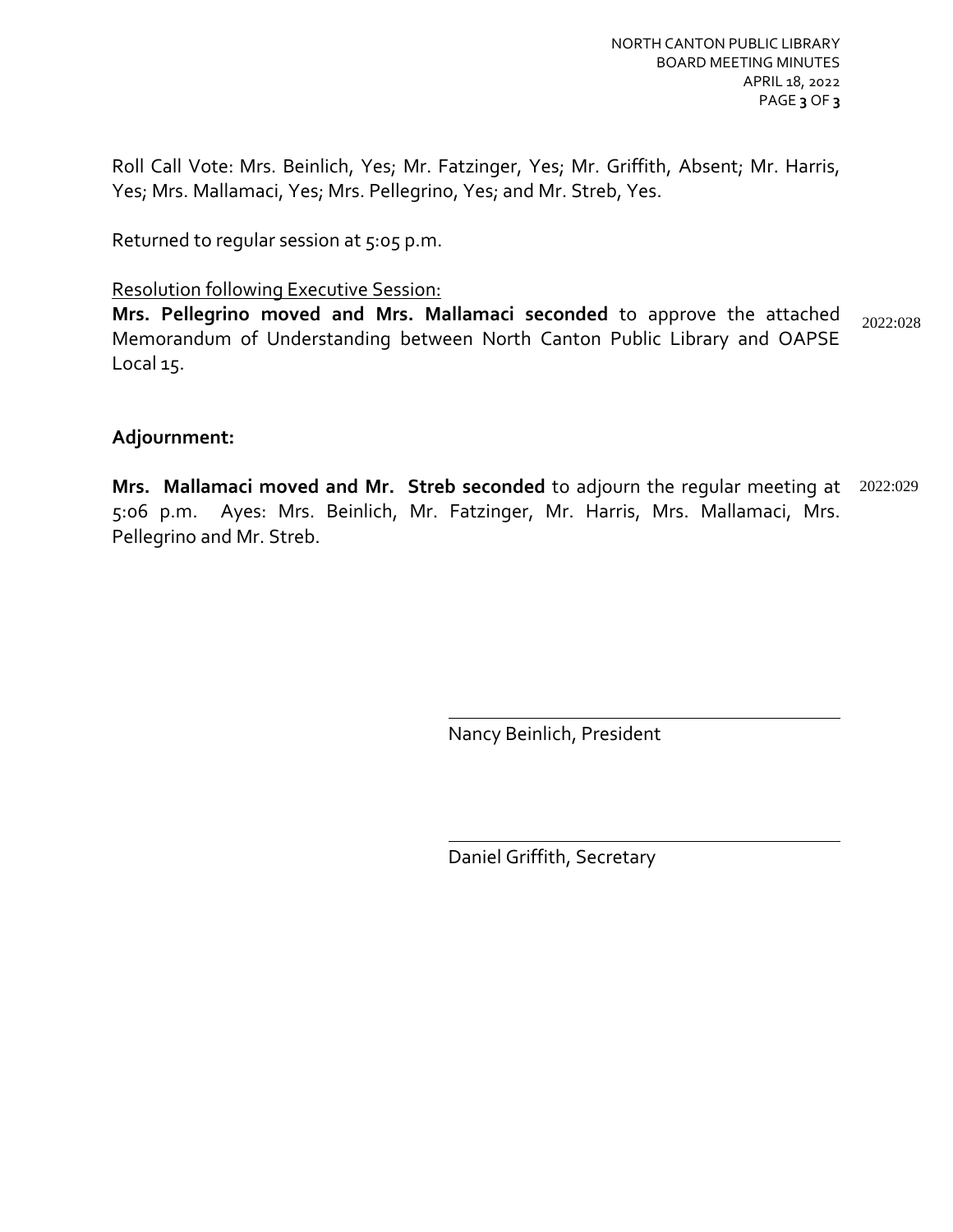Roll Call Vote: Mrs. Beinlich, Yes; Mr. Fatzinger, Yes; Mr. Griffith, Absent; Mr. Harris, Yes; Mrs. Mallamaci, Yes; Mrs. Pellegrino, Yes; and Mr. Streb, Yes.

Returned to regular session at 5:05 p.m.

Resolution following Executive Session:

**Mrs. Pellegrino moved and Mrs. Mallamaci seconded** to approve the attached Memorandum of Understanding between North Canton Public Library and OAPSE Local 15. 2022:028

## Adjournment:

**Mrs. Mallamaci moved and Mr. Streb seconded** to adjourn the regular meeting at 5:06 p.m. Ayes: Mrs. Beinlich, Mr. Fatzinger, Mr. Harris, Mrs. Mallamaci, Mrs. Pellegrino and Mr. Streb. 2022:029

Nancy Beinlich, President

Daniel Griffith, Secretary